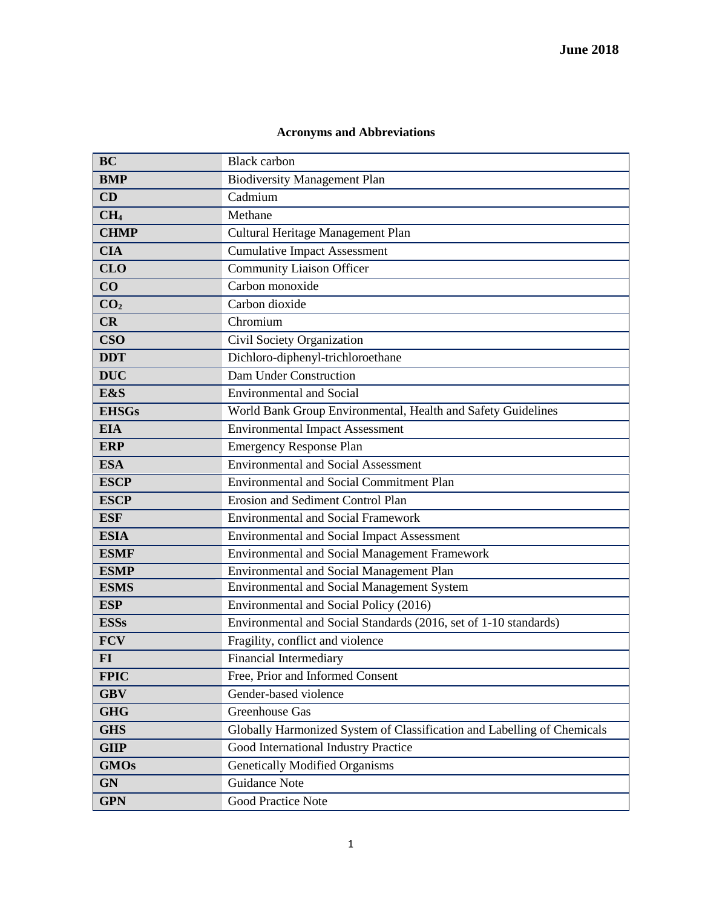June 2018

## Acronyms and Abbreviations

| | |
|---|---|
| **BC** | Black carbon |
| **BMP** | Biodiversity Management Plan |
| **CD** | Cadmium |
| **$CH_4$** | Methane |
| **CHMP** | Cultural Heritage Management Plan |
| **CIA** | Cumulative Impact Assessment |
| **CLO** | Community Liaison Officer |
| **CO** | Carbon monoxide |
| **$CO_2$** | Carbon dioxide |
| **CR** | Chromium |
| **CSO** | Civil Society Organization |
| **DDT** | Dichloro-diphenyl-trichloroethane |
| **DUC** | Dam Under Construction |
| **E&S** | Environmental and Social |
| **EHSGs** | World Bank Group Environmental, Health and Safety Guidelines |
| **EIA** | Environmental Impact Assessment |
| **ERP** | Emergency Response Plan |
| **ESA** | Environmental and Social Assessment |
| **ESCP** | Environmental and Social Commitment Plan |
| **ESCP** | Erosion and Sediment Control Plan |
| **ESF** | Environmental and Social Framework |
| **ESIA** | Environmental and Social Impact Assessment |
| **ESMF** | Environmental and Social Management Framework |
| **ESMP** | Environmental and Social Management Plan |
| **ESMS** | Environmental and Social Management System |
| **ESP** | Environmental and Social Policy (2016) |
| **ESSs** | Environmental and Social Standards (2016, set of 1-10 standards) |
| **FCV** | Fragility, conflict and violence |
| **FI** | Financial Intermediary |
| **FPIC** | Free, Prior and Informed Consent |
| **GBV** | Gender-based violence |
| **GHG** | Greenhouse Gas |
| **GHS** | Globally Harmonized System of Classification and Labelling of Chemicals |
| **GIIP** | Good International Industry Practice |
| **GMOs** | Genetically Modified Organisms |
| **GN** | Guidance Note |
| **GPN** | Good Practice Note |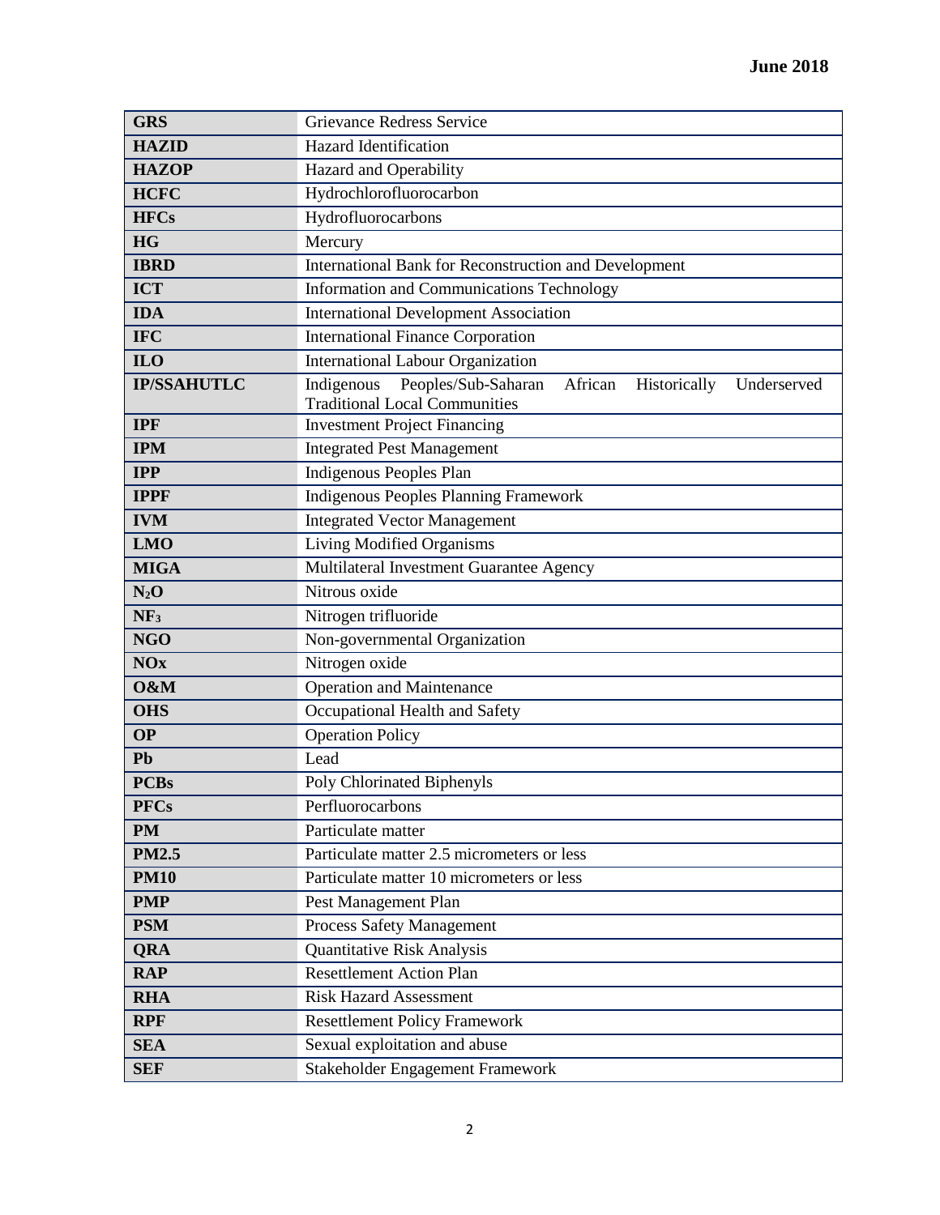| | |
|---|---|
| **GRS** | Grievance Redress Service |
| **HAZID** | Hazard Identification |
| **HAZOP** | Hazard and Operability |
| **HCFC** | Hydrochlorofluorocarbon |
| **HFCs** | Hydrofluorocarbons |
| **HG** | Mercury |
| **IBRD** | International Bank for Reconstruction and Development |
| **ICT** | Information and Communications Technology |
| **IDA** | International Development Association |
| **IFC** | International Finance Corporation |
| **ILO** | International Labour Organization |
| **IP/SSAHUTLC** | Indigenous Peoples/Sub-Saharan African Historically Underserved Traditional Local Communities |
| **IPF** | Investment Project Financing |
| **IPM** | Integrated Pest Management |
| **IPP** | Indigenous Peoples Plan |
| **IPPF** | Indigenous Peoples Planning Framework |
| **IVM** | Integrated Vector Management |
| **LMO** | Living Modified Organisms |
| **MIGA** | Multilateral Investment Guarantee Agency |
| **$N_2O$** | Nitrous oxide |
| **$NF_3$** | Nitrogen trifluoride |
| **NGO** | Non-governmental Organization |
| **NOx** | Nitrogen oxide |
| **O&M** | Operation and Maintenance |
| **OHS** | Occupational Health and Safety |
| **OP** | Operation Policy |
| **Pb** | Lead |
| **PCBs** | Poly Chlorinated Biphenyls |
| **PFCs** | Perfluorocarbons |
| **PM** | Particulate matter |
| **PM2.5** | Particulate matter 2.5 micrometers or less |
| **PM10** | Particulate matter 10 micrometers or less |
| **PMP** | Pest Management Plan |
| **PSM** | Process Safety Management |
| **QRA** | Quantitative Risk Analysis |
| **RAP** | Resettlement Action Plan |
| **RHA** | Risk Hazard Assessment |
| **RPF** | Resettlement Policy Framework |
| **SEA** | Sexual exploitation and abuse |
| **SEF** | Stakeholder Engagement Framework |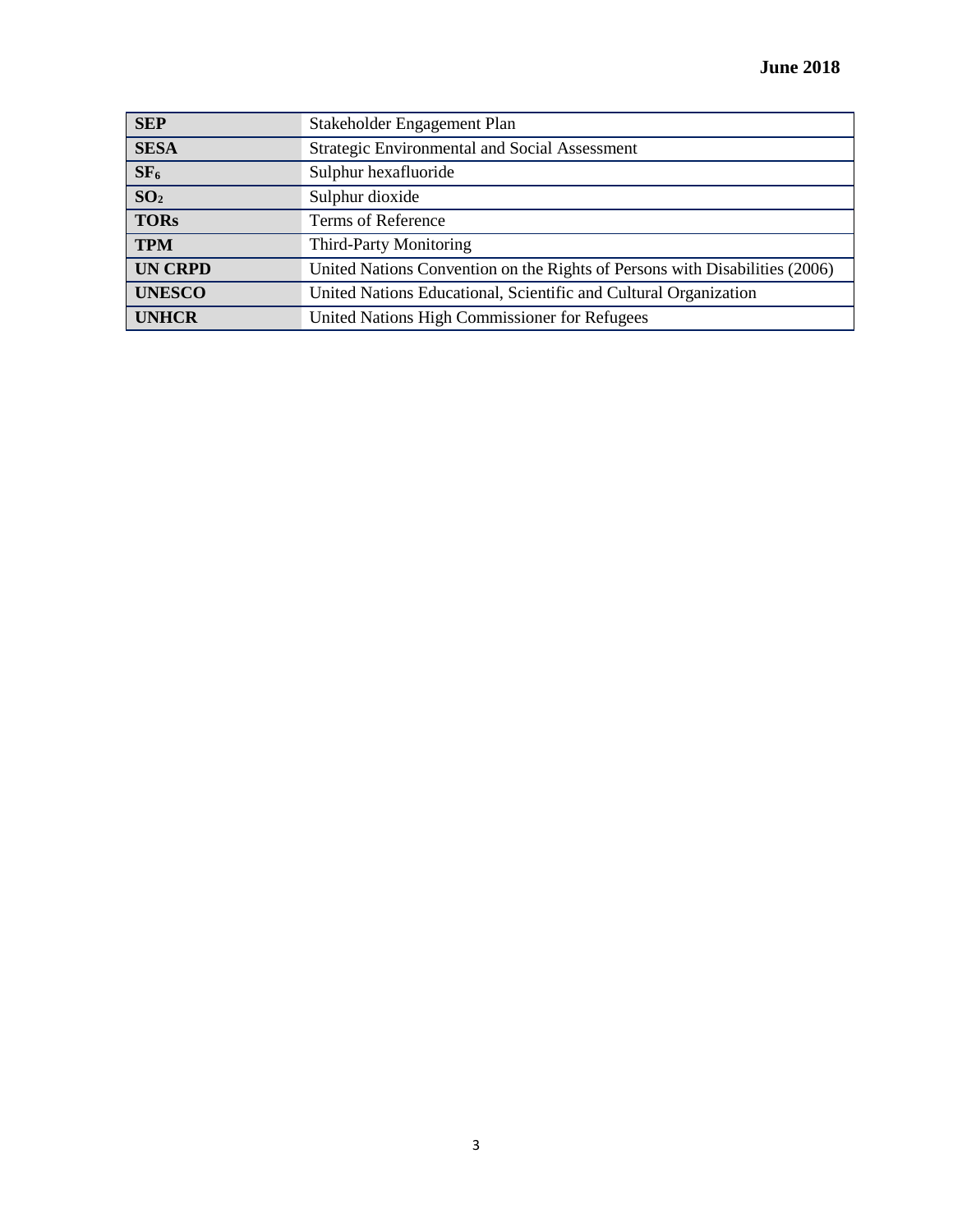| | |
|---|---|
| **SEP** | Stakeholder Engagement Plan |
| **SESA** | Strategic Environmental and Social Assessment |
| **$SF_6$** | Sulphur hexafluoride |
| **$SO_2$** | Sulphur dioxide |
| **TORs** | Terms of Reference |
| **TPM** | Third-Party Monitoring |
| **UN CRPD** | United Nations Convention on the Rights of Persons with Disabilities (2006) |
| **UNESCO** | United Nations Educational, Scientific and Cultural Organization |
| **UNHCR** | United Nations High Commissioner for Refugees |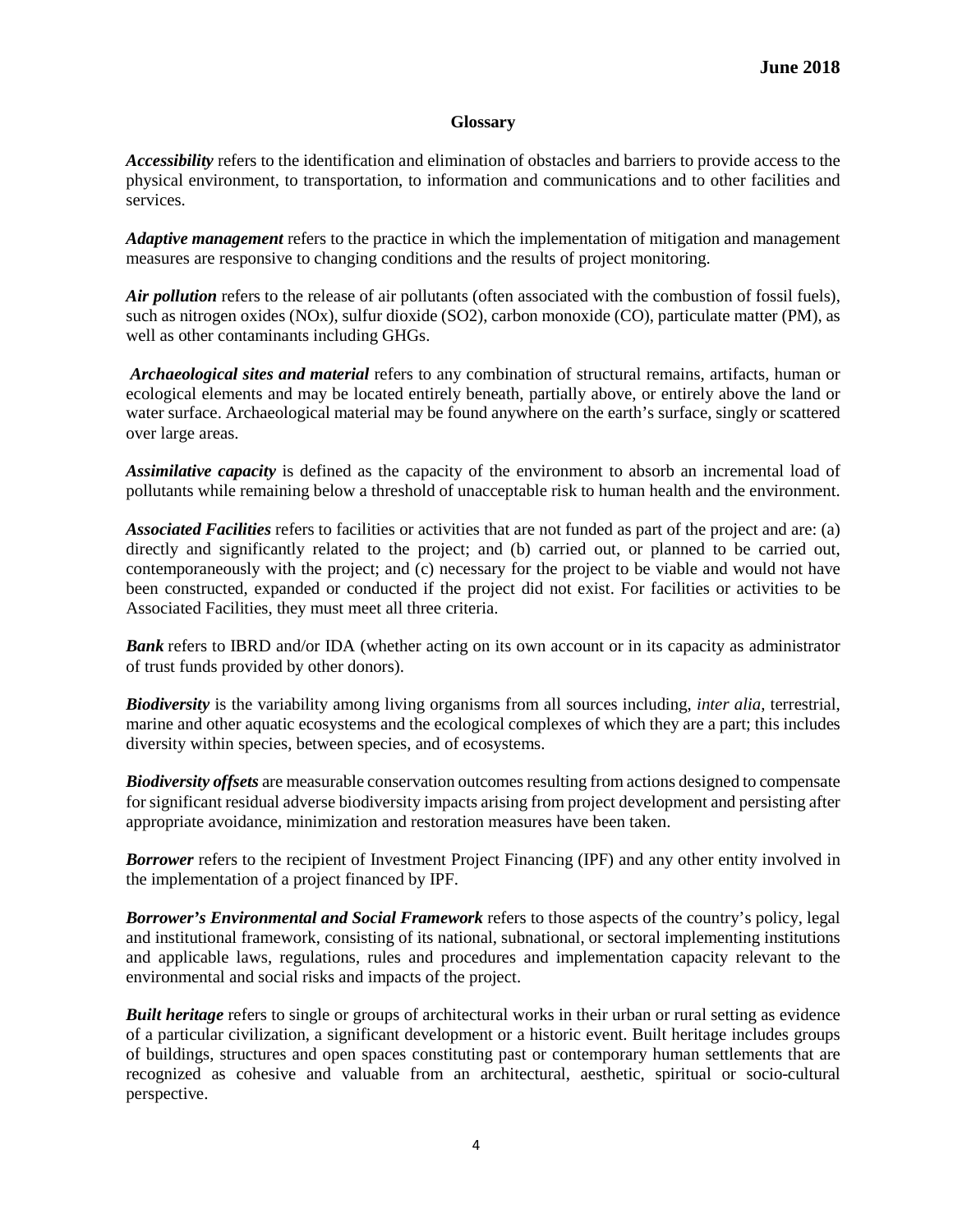## Glossary

***Accessibility*** refers to the identification and elimination of obstacles and barriers to provide access to the physical environment, to transportation, to information and communications and to other facilities and services.

***Adaptive management*** refers to the practice in which the implementation of mitigation and management measures are responsive to changing conditions and the results of project monitoring.

***Air pollution*** refers to the release of air pollutants (often associated with the combustion of fossil fuels), such as nitrogen oxides (NOx), sulfur dioxide ($SO_2$), carbon monoxide (CO), particulate matter (PM), as well as other contaminants including GHGs.

***Archaeological sites and material*** refers to any combination of structural remains, artifacts, human or ecological elements and may be located entirely beneath, partially above, or entirely above the land or water surface. Archaeological material may be found anywhere on the earth's surface, singly or scattered over large areas.

***Assimilative capacity*** is defined as the capacity of the environment to absorb an incremental load of pollutants while remaining below a threshold of unacceptable risk to human health and the environment.

***Associated Facilities*** refers to facilities or activities that are not funded as part of the project and are: (a) directly and significantly related to the project; and (b) carried out, or planned to be carried out, contemporaneously with the project; and (c) necessary for the project to be viable and would not have been constructed, expanded or conducted if the project did not exist. For facilities or activities to be Associated Facilities, they must meet all three criteria.

***Bank*** refers to IBRD and/or IDA (whether acting on its own account or in its capacity as administrator of trust funds provided by other donors).

***Biodiversity*** is the variability among living organisms from all sources including, *inter alia*, terrestrial, marine and other aquatic ecosystems and the ecological complexes of which they are a part; this includes diversity within species, between species, and of ecosystems.

***Biodiversity offsets*** are measurable conservation outcomes resulting from actions designed to compensate for significant residual adverse biodiversity impacts arising from project development and persisting after appropriate avoidance, minimization and restoration measures have been taken.

***Borrower*** refers to the recipient of Investment Project Financing (IPF) and any other entity involved in the implementation of a project financed by IPF.

***Borrower's Environmental and Social Framework*** refers to those aspects of the country's policy, legal and institutional framework, consisting of its national, subnational, or sectoral implementing institutions and applicable laws, regulations, rules and procedures and implementation capacity relevant to the environmental and social risks and impacts of the project.

***Built heritage*** refers to single or groups of architectural works in their urban or rural setting as evidence of a particular civilization, a significant development or a historic event. Built heritage includes groups of buildings, structures and open spaces constituting past or contemporary human settlements that are recognized as cohesive and valuable from an architectural, aesthetic, spiritual or socio-cultural perspective.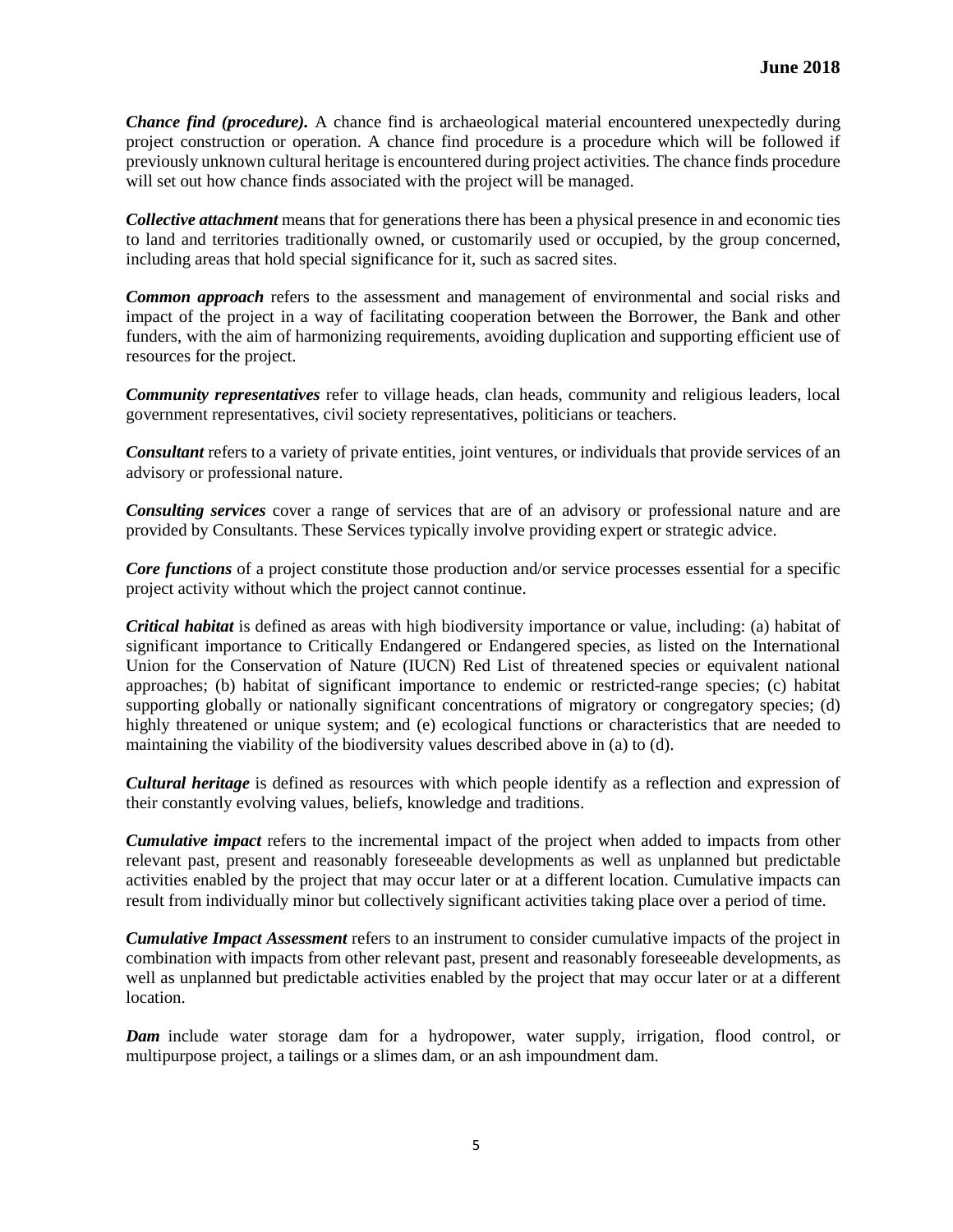***Chance find (procedure).*** A chance find is archaeological material encountered unexpectedly during project construction or operation. A chance find procedure is a procedure which will be followed if previously unknown cultural heritage is encountered during project activities. The chance finds procedure will set out how chance finds associated with the project will be managed.

***Collective attachment*** means that for generations there has been a physical presence in and economic ties to land and territories traditionally owned, or customarily used or occupied, by the group concerned, including areas that hold special significance for it, such as sacred sites.

***Common approach*** refers to the assessment and management of environmental and social risks and impact of the project in a way of facilitating cooperation between the Borrower, the Bank and other funders, with the aim of harmonizing requirements, avoiding duplication and supporting efficient use of resources for the project.

***Community representatives*** refer to village heads, clan heads, community and religious leaders, local government representatives, civil society representatives, politicians or teachers.

***Consultant*** refers to a variety of private entities, joint ventures, or individuals that provide services of an advisory or professional nature.

***Consulting services*** cover a range of services that are of an advisory or professional nature and are provided by Consultants. These Services typically involve providing expert or strategic advice.

***Core functions*** of a project constitute those production and/or service processes essential for a specific project activity without which the project cannot continue.

***Critical habitat*** is defined as areas with high biodiversity importance or value, including: (a) habitat of significant importance to Critically Endangered or Endangered species, as listed on the International Union for the Conservation of Nature (IUCN) Red List of threatened species or equivalent national approaches; (b) habitat of significant importance to endemic or restricted-range species; (c) habitat supporting globally or nationally significant concentrations of migratory or congregatory species; (d) highly threatened or unique system; and (e) ecological functions or characteristics that are needed to maintaining the viability of the biodiversity values described above in (a) to (d).

***Cultural heritage*** is defined as resources with which people identify as a reflection and expression of their constantly evolving values, beliefs, knowledge and traditions.

***Cumulative impact*** refers to the incremental impact of the project when added to impacts from other relevant past, present and reasonably foreseeable developments as well as unplanned but predictable activities enabled by the project that may occur later or at a different location. Cumulative impacts can result from individually minor but collectively significant activities taking place over a period of time.

***Cumulative Impact Assessment*** refers to an instrument to consider cumulative impacts of the project in combination with impacts from other relevant past, present and reasonably foreseeable developments, as well as unplanned but predictable activities enabled by the project that may occur later or at a different location.

***Dam*** include water storage dam for a hydropower, water supply, irrigation, flood control, or multipurpose project, a tailings or a slimes dam, or an ash impoundment dam.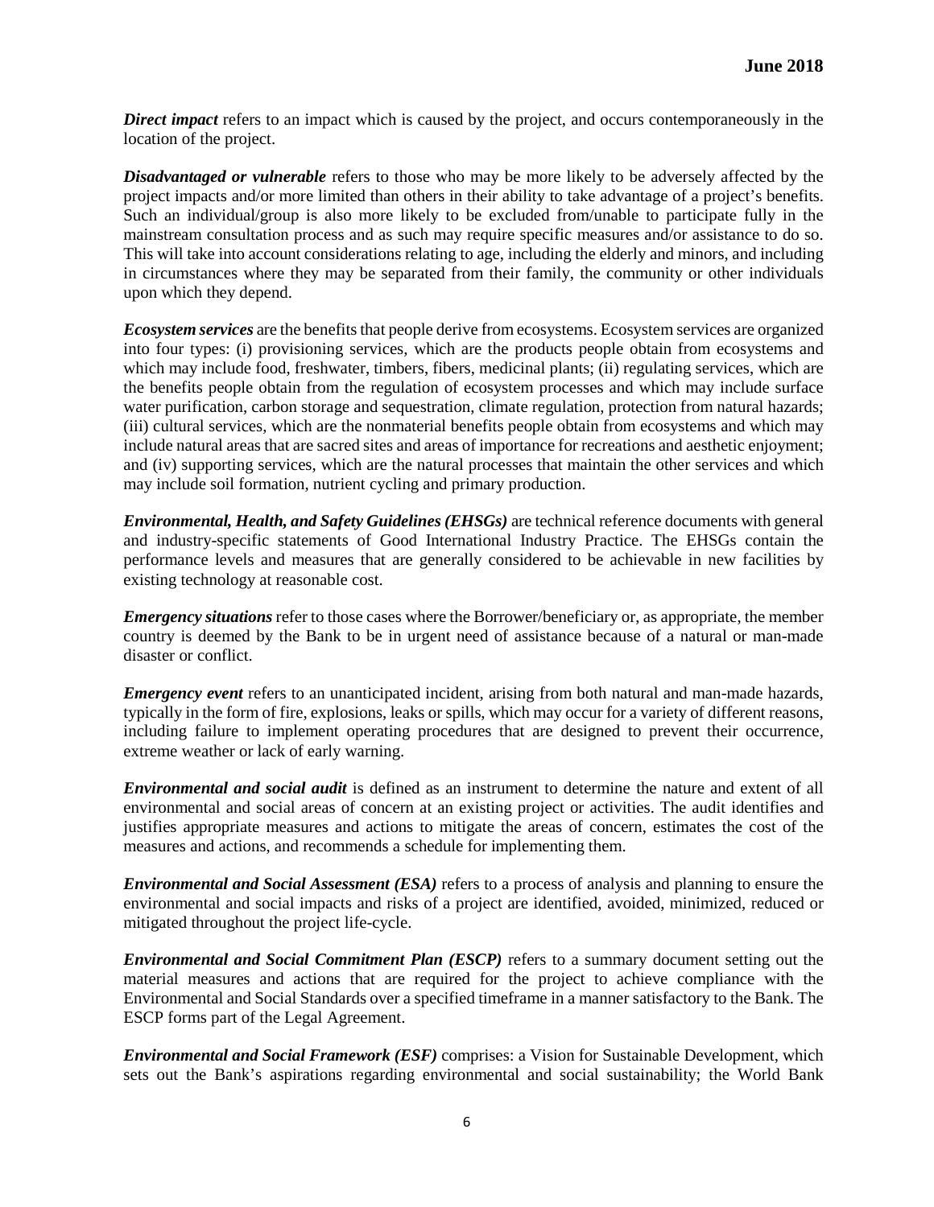***Direct impact*** refers to an impact which is caused by the project, and occurs contemporaneously in the location of the project.

***Disadvantaged or vulnerable*** refers to those who may be more likely to be adversely affected by the project impacts and/or more limited than others in their ability to take advantage of a project's benefits. Such an individual/group is also more likely to be excluded from/unable to participate fully in the mainstream consultation process and as such may require specific measures and/or assistance to do so. This will take into account considerations relating to age, including the elderly and minors, and including in circumstances where they may be separated from their family, the community or other individuals upon which they depend.

***Ecosystem services*** are the benefits that people derive from ecosystems. Ecosystem services are organized into four types: (i) provisioning services, which are the products people obtain from ecosystems and which may include food, freshwater, timbers, fibers, medicinal plants; (ii) regulating services, which are the benefits people obtain from the regulation of ecosystem processes and which may include surface water purification, carbon storage and sequestration, climate regulation, protection from natural hazards; (iii) cultural services, which are the nonmaterial benefits people obtain from ecosystems and which may include natural areas that are sacred sites and areas of importance for recreations and aesthetic enjoyment; and (iv) supporting services, which are the natural processes that maintain the other services and which may include soil formation, nutrient cycling and primary production.

***Environmental, Health, and Safety Guidelines (EHSGs)*** are technical reference documents with general and industry-specific statements of Good International Industry Practice. The EHSGs contain the performance levels and measures that are generally considered to be achievable in new facilities by existing technology at reasonable cost.

***Emergency situations*** refer to those cases where the Borrower/beneficiary or, as appropriate, the member country is deemed by the Bank to be in urgent need of assistance because of a natural or man-made disaster or conflict.

***Emergency event*** refers to an unanticipated incident, arising from both natural and man-made hazards, typically in the form of fire, explosions, leaks or spills, which may occur for a variety of different reasons, including failure to implement operating procedures that are designed to prevent their occurrence, extreme weather or lack of early warning.

***Environmental and social audit*** is defined as an instrument to determine the nature and extent of all environmental and social areas of concern at an existing project or activities. The audit identifies and justifies appropriate measures and actions to mitigate the areas of concern, estimates the cost of the measures and actions, and recommends a schedule for implementing them.

***Environmental and Social Assessment (ESA)*** refers to a process of analysis and planning to ensure the environmental and social impacts and risks of a project are identified, avoided, minimized, reduced or mitigated throughout the project life-cycle.

***Environmental and Social Commitment Plan (ESCP)*** refers to a summary document setting out the material measures and actions that are required for the project to achieve compliance with the Environmental and Social Standards over a specified timeframe in a manner satisfactory to the Bank. The ESCP forms part of the Legal Agreement.

***Environmental and Social Framework (ESF)*** comprises: a Vision for Sustainable Development, which sets out the Bank's aspirations regarding environmental and social sustainability; the World Bank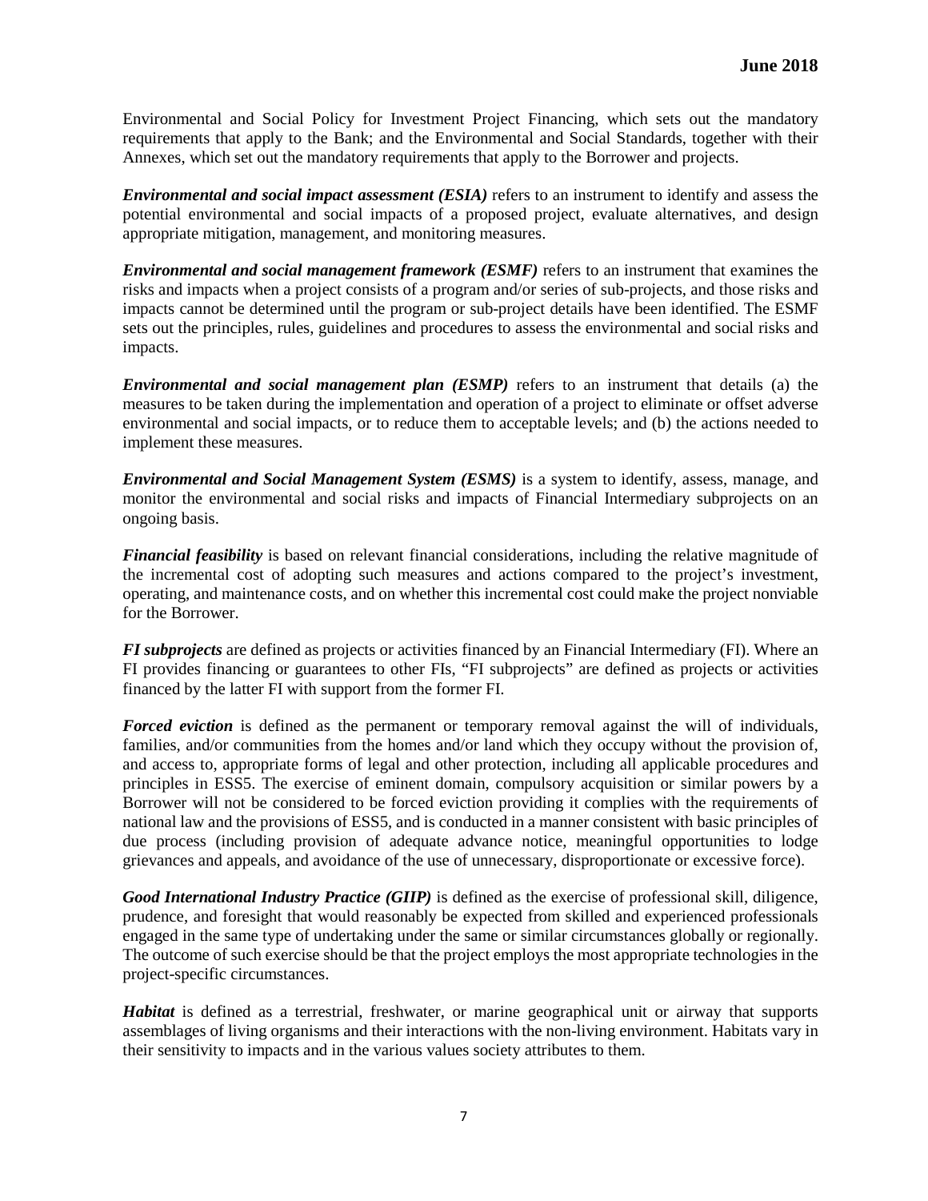Environmental and Social Policy for Investment Project Financing, which sets out the mandatory requirements that apply to the Bank; and the Environmental and Social Standards, together with their Annexes, which set out the mandatory requirements that apply to the Borrower and projects.

***Environmental and social impact assessment (ESIA)*** refers to an instrument to identify and assess the potential environmental and social impacts of a proposed project, evaluate alternatives, and design appropriate mitigation, management, and monitoring measures.

***Environmental and social management framework (ESMF)*** refers to an instrument that examines the risks and impacts when a project consists of a program and/or series of sub-projects, and those risks and impacts cannot be determined until the program or sub-project details have been identified. The ESMF sets out the principles, rules, guidelines and procedures to assess the environmental and social risks and impacts.

***Environmental and social management plan (ESMP)*** refers to an instrument that details (a) the measures to be taken during the implementation and operation of a project to eliminate or offset adverse environmental and social impacts, or to reduce them to acceptable levels; and (b) the actions needed to implement these measures.

***Environmental and Social Management System (ESMS)*** is a system to identify, assess, manage, and monitor the environmental and social risks and impacts of Financial Intermediary subprojects on an ongoing basis.

***Financial feasibility*** is based on relevant financial considerations, including the relative magnitude of the incremental cost of adopting such measures and actions compared to the project's investment, operating, and maintenance costs, and on whether this incremental cost could make the project nonviable for the Borrower.

***FI subprojects*** are defined as projects or activities financed by an Financial Intermediary (FI). Where an FI provides financing or guarantees to other FIs, "FI subprojects" are defined as projects or activities financed by the latter FI with support from the former FI.

***Forced eviction*** is defined as the permanent or temporary removal against the will of individuals, families, and/or communities from the homes and/or land which they occupy without the provision of, and access to, appropriate forms of legal and other protection, including all applicable procedures and principles in ESS5. The exercise of eminent domain, compulsory acquisition or similar powers by a Borrower will not be considered to be forced eviction providing it complies with the requirements of national law and the provisions of ESS5, and is conducted in a manner consistent with basic principles of due process (including provision of adequate advance notice, meaningful opportunities to lodge grievances and appeals, and avoidance of the use of unnecessary, disproportionate or excessive force).

***Good International Industry Practice (GIIP)*** is defined as the exercise of professional skill, diligence, prudence, and foresight that would reasonably be expected from skilled and experienced professionals engaged in the same type of undertaking under the same or similar circumstances globally or regionally. The outcome of such exercise should be that the project employs the most appropriate technologies in the project-specific circumstances.

***Habitat*** is defined as a terrestrial, freshwater, or marine geographical unit or airway that supports assemblages of living organisms and their interactions with the non-living environment. Habitats vary in their sensitivity to impacts and in the various values society attributes to them.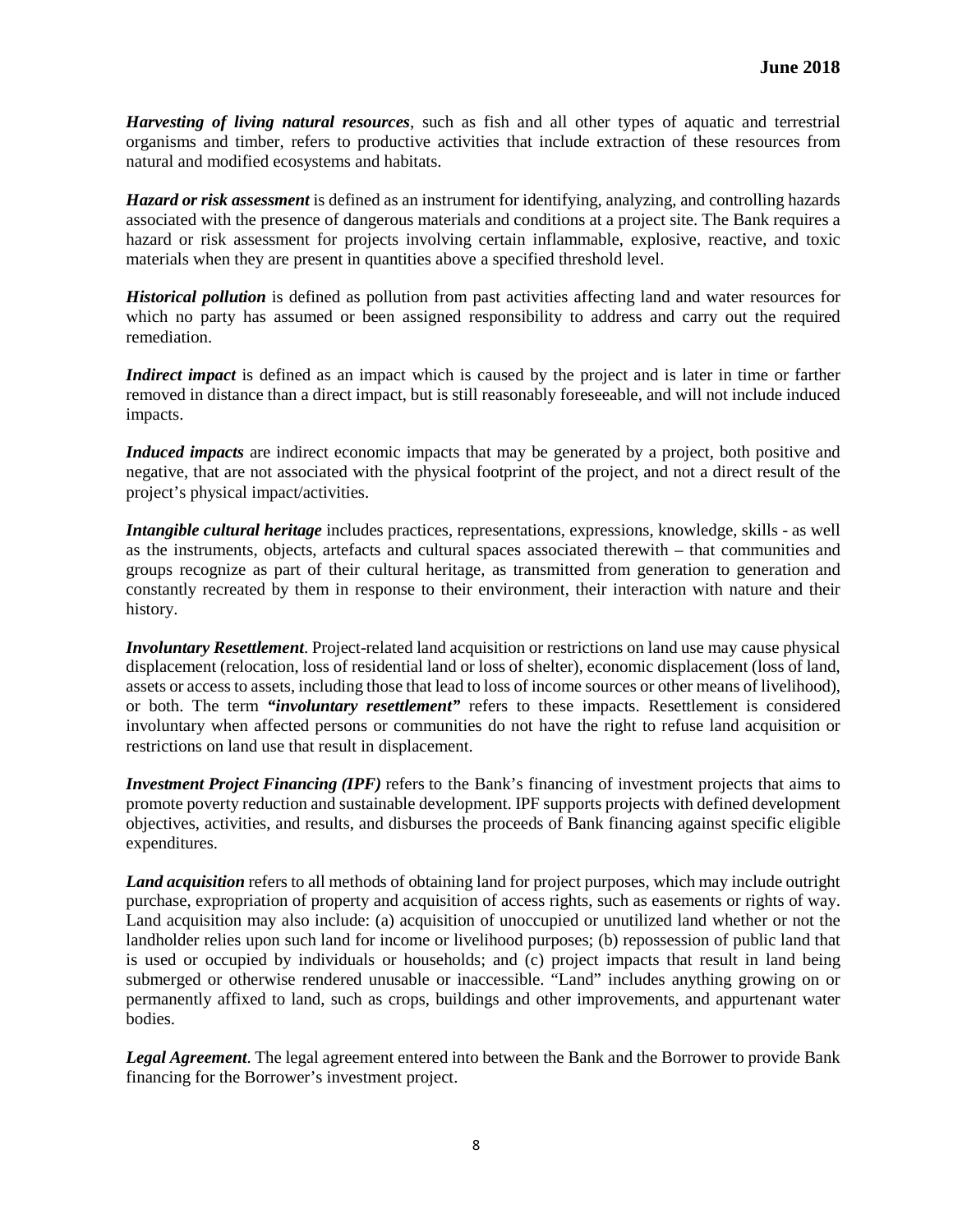***Harvesting of living natural resources***, such as fish and all other types of aquatic and terrestrial organisms and timber, refers to productive activities that include extraction of these resources from natural and modified ecosystems and habitats.

***Hazard or risk assessment*** is defined as an instrument for identifying, analyzing, and controlling hazards associated with the presence of dangerous materials and conditions at a project site. The Bank requires a hazard or risk assessment for projects involving certain inflammable, explosive, reactive, and toxic materials when they are present in quantities above a specified threshold level.

***Historical pollution*** is defined as pollution from past activities affecting land and water resources for which no party has assumed or been assigned responsibility to address and carry out the required remediation.

***Indirect impact*** is defined as an impact which is caused by the project and is later in time or farther removed in distance than a direct impact, but is still reasonably foreseeable, and will not include induced impacts.

***Induced impacts*** are indirect economic impacts that may be generated by a project, both positive and negative, that are not associated with the physical footprint of the project, and not a direct result of the project's physical impact/activities.

***Intangible cultural heritage*** includes practices, representations, expressions, knowledge, skills - as well as the instruments, objects, artefacts and cultural spaces associated therewith – that communities and groups recognize as part of their cultural heritage, as transmitted from generation to generation and constantly recreated by them in response to their environment, their interaction with nature and their history.

***Involuntary Resettlement***. Project-related land acquisition or restrictions on land use may cause physical displacement (relocation, loss of residential land or loss of shelter), economic displacement (loss of land, assets or access to assets, including those that lead to loss of income sources or other means of livelihood), or both. The term ***"involuntary resettlement"*** refers to these impacts. Resettlement is considered involuntary when affected persons or communities do not have the right to refuse land acquisition or restrictions on land use that result in displacement.

***Investment Project Financing (IPF)*** refers to the Bank's financing of investment projects that aims to promote poverty reduction and sustainable development. IPF supports projects with defined development objectives, activities, and results, and disburses the proceeds of Bank financing against specific eligible expenditures.

***Land acquisition*** refers to all methods of obtaining land for project purposes, which may include outright purchase, expropriation of property and acquisition of access rights, such as easements or rights of way. Land acquisition may also include: (a) acquisition of unoccupied or unutilized land whether or not the landholder relies upon such land for income or livelihood purposes; (b) repossession of public land that is used or occupied by individuals or households; and (c) project impacts that result in land being submerged or otherwise rendered unusable or inaccessible. "Land" includes anything growing on or permanently affixed to land, such as crops, buildings and other improvements, and appurtenant water bodies.

***Legal Agreement***. The legal agreement entered into between the Bank and the Borrower to provide Bank financing for the Borrower's investment project.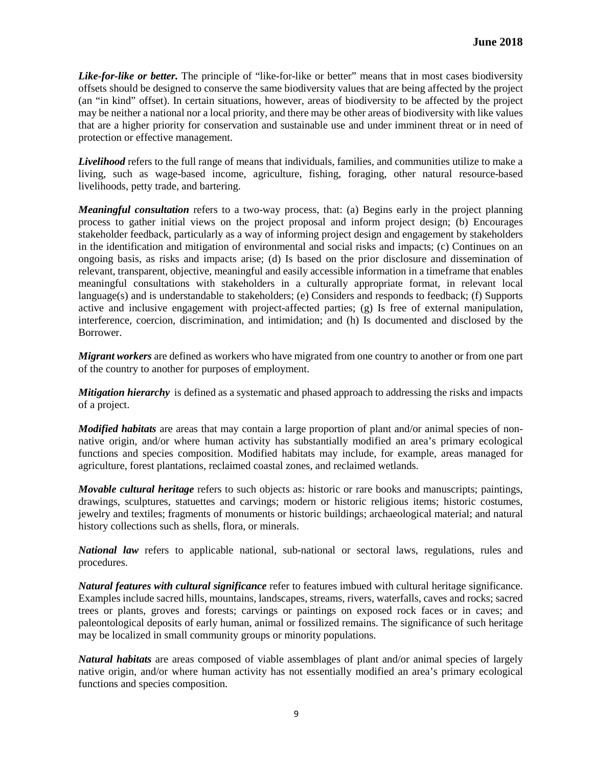***Like-for-like or better.*** The principle of "like-for-like or better" means that in most cases biodiversity offsets should be designed to conserve the same biodiversity values that are being affected by the project (an "in kind" offset). In certain situations, however, areas of biodiversity to be affected by the project may be neither a national nor a local priority, and there may be other areas of biodiversity with like values that are a higher priority for conservation and sustainable use and under imminent threat or in need of protection or effective management.

***Livelihood*** refers to the full range of means that individuals, families, and communities utilize to make a living, such as wage-based income, agriculture, fishing, foraging, other natural resource-based livelihoods, petty trade, and bartering.

***Meaningful consultation*** refers to a two-way process, that: (a) Begins early in the project planning process to gather initial views on the project proposal and inform project design; (b) Encourages stakeholder feedback, particularly as a way of informing project design and engagement by stakeholders in the identification and mitigation of environmental and social risks and impacts; (c) Continues on an ongoing basis, as risks and impacts arise; (d) Is based on the prior disclosure and dissemination of relevant, transparent, objective, meaningful and easily accessible information in a timeframe that enables meaningful consultations with stakeholders in a culturally appropriate format, in relevant local language(s) and is understandable to stakeholders; (e) Considers and responds to feedback; (f) Supports active and inclusive engagement with project-affected parties; (g) Is free of external manipulation, interference, coercion, discrimination, and intimidation; and (h) Is documented and disclosed by the Borrower.

***Migrant workers*** are defined as workers who have migrated from one country to another or from one part of the country to another for purposes of employment.

***Mitigation hierarchy*** is defined as a systematic and phased approach to addressing the risks and impacts of a project.

***Modified habitats*** are areas that may contain a large proportion of plant and/or animal species of non-native origin, and/or where human activity has substantially modified an area's primary ecological functions and species composition. Modified habitats may include, for example, areas managed for agriculture, forest plantations, reclaimed coastal zones, and reclaimed wetlands.

***Movable cultural heritage*** refers to such objects as: historic or rare books and manuscripts; paintings, drawings, sculptures, statuettes and carvings; modern or historic religious items; historic costumes, jewelry and textiles; fragments of monuments or historic buildings; archaeological material; and natural history collections such as shells, flora, or minerals.

***National law*** refers to applicable national, sub-national or sectoral laws, regulations, rules and procedures.

***Natural features with cultural significance*** refer to features imbued with cultural heritage significance. Examples include sacred hills, mountains, landscapes, streams, rivers, waterfalls, caves and rocks; sacred trees or plants, groves and forests; carvings or paintings on exposed rock faces or in caves; and paleontological deposits of early human, animal or fossilized remains. The significance of such heritage may be localized in small community groups or minority populations.

***Natural habitats*** are areas composed of viable assemblages of plant and/or animal species of largely native origin, and/or where human activity has not essentially modified an area's primary ecological functions and species composition.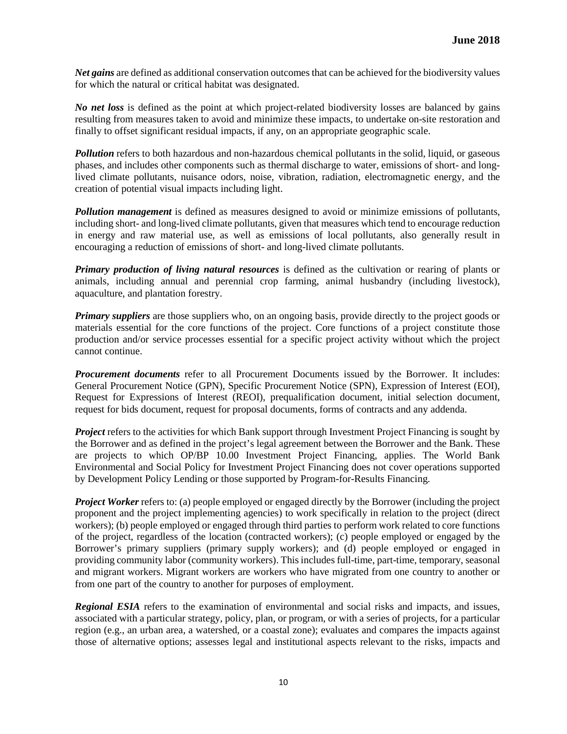***Net gains*** are defined as additional conservation outcomes that can be achieved for the biodiversity values for which the natural or critical habitat was designated.

***No net loss*** is defined as the point at which project-related biodiversity losses are balanced by gains resulting from measures taken to avoid and minimize these impacts, to undertake on-site restoration and finally to offset significant residual impacts, if any, on an appropriate geographic scale.

***Pollution*** refers to both hazardous and non-hazardous chemical pollutants in the solid, liquid, or gaseous phases, and includes other components such as thermal discharge to water, emissions of short- and long-lived climate pollutants, nuisance odors, noise, vibration, radiation, electromagnetic energy, and the creation of potential visual impacts including light.

***Pollution management*** is defined as measures designed to avoid or minimize emissions of pollutants, including short- and long-lived climate pollutants, given that measures which tend to encourage reduction in energy and raw material use, as well as emissions of local pollutants, also generally result in encouraging a reduction of emissions of short- and long-lived climate pollutants.

***Primary production of living natural resources*** is defined as the cultivation or rearing of plants or animals, including annual and perennial crop farming, animal husbandry (including livestock), aquaculture, and plantation forestry.

***Primary suppliers*** are those suppliers who, on an ongoing basis, provide directly to the project goods or materials essential for the core functions of the project. Core functions of a project constitute those production and/or service processes essential for a specific project activity without which the project cannot continue.

***Procurement documents*** refer to all Procurement Documents issued by the Borrower. It includes: General Procurement Notice (GPN), Specific Procurement Notice (SPN), Expression of Interest (EOI), Request for Expressions of Interest (REOI), prequalification document, initial selection document, request for bids document, request for proposal documents, forms of contracts and any addenda.

***Project*** refers to the activities for which Bank support through Investment Project Financing is sought by the Borrower and as defined in the project's legal agreement between the Borrower and the Bank. These are projects to which OP/BP 10.00 Investment Project Financing, applies. The World Bank Environmental and Social Policy for Investment Project Financing does not cover operations supported by Development Policy Lending or those supported by Program-for-Results Financing.

***Project Worker*** refers to: (a) people employed or engaged directly by the Borrower (including the project proponent and the project implementing agencies) to work specifically in relation to the project (direct workers); (b) people employed or engaged through third parties to perform work related to core functions of the project, regardless of the location (contracted workers); (c) people employed or engaged by the Borrower's primary suppliers (primary supply workers); and (d) people employed or engaged in providing community labor (community workers). This includes full-time, part-time, temporary, seasonal and migrant workers. Migrant workers are workers who have migrated from one country to another or from one part of the country to another for purposes of employment.

***Regional ESIA*** refers to the examination of environmental and social risks and impacts, and issues, associated with a particular strategy, policy, plan, or program, or with a series of projects, for a particular region (e.g., an urban area, a watershed, or a coastal zone); evaluates and compares the impacts against those of alternative options; assesses legal and institutional aspects relevant to the risks, impacts and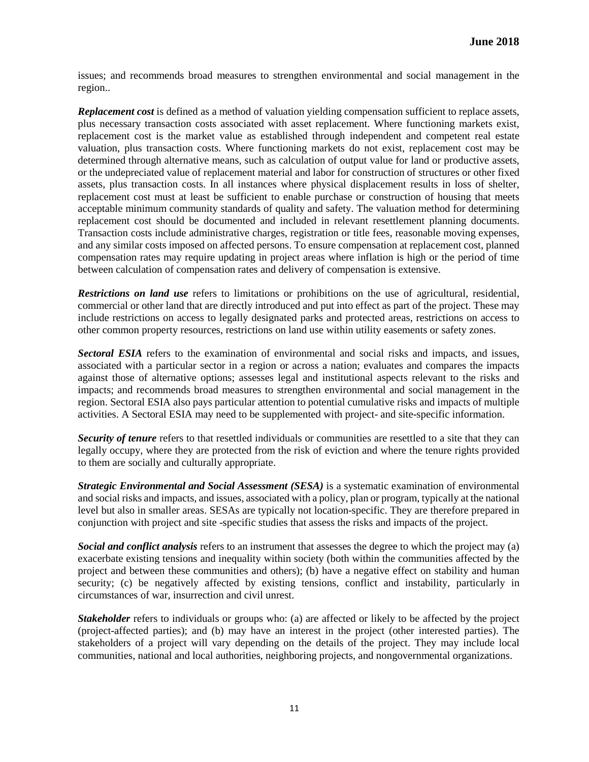issues; and recommends broad measures to strengthen environmental and social management in the region..

***Replacement cost*** is defined as a method of valuation yielding compensation sufficient to replace assets, plus necessary transaction costs associated with asset replacement. Where functioning markets exist, replacement cost is the market value as established through independent and competent real estate valuation, plus transaction costs. Where functioning markets do not exist, replacement cost may be determined through alternative means, such as calculation of output value for land or productive assets, or the undepreciated value of replacement material and labor for construction of structures or other fixed assets, plus transaction costs. In all instances where physical displacement results in loss of shelter, replacement cost must at least be sufficient to enable purchase or construction of housing that meets acceptable minimum community standards of quality and safety. The valuation method for determining replacement cost should be documented and included in relevant resettlement planning documents. Transaction costs include administrative charges, registration or title fees, reasonable moving expenses, and any similar costs imposed on affected persons. To ensure compensation at replacement cost, planned compensation rates may require updating in project areas where inflation is high or the period of time between calculation of compensation rates and delivery of compensation is extensive.

***Restrictions on land use*** refers to limitations or prohibitions on the use of agricultural, residential, commercial or other land that are directly introduced and put into effect as part of the project. These may include restrictions on access to legally designated parks and protected areas, restrictions on access to other common property resources, restrictions on land use within utility easements or safety zones.

***Sectoral ESIA*** refers to the examination of environmental and social risks and impacts, and issues, associated with a particular sector in a region or across a nation; evaluates and compares the impacts against those of alternative options; assesses legal and institutional aspects relevant to the risks and impacts; and recommends broad measures to strengthen environmental and social management in the region. Sectoral ESIA also pays particular attention to potential cumulative risks and impacts of multiple activities. A Sectoral ESIA may need to be supplemented with project- and site-specific information.

***Security of tenure*** refers to that resettled individuals or communities are resettled to a site that they can legally occupy, where they are protected from the risk of eviction and where the tenure rights provided to them are socially and culturally appropriate.

***Strategic Environmental and Social Assessment (SESA)*** is a systematic examination of environmental and social risks and impacts, and issues, associated with a policy, plan or program, typically at the national level but also in smaller areas. SESAs are typically not location-specific. They are therefore prepared in conjunction with project and site -specific studies that assess the risks and impacts of the project.

***Social and conflict analysis*** refers to an instrument that assesses the degree to which the project may (a) exacerbate existing tensions and inequality within society (both within the communities affected by the project and between these communities and others); (b) have a negative effect on stability and human security; (c) be negatively affected by existing tensions, conflict and instability, particularly in circumstances of war, insurrection and civil unrest.

***Stakeholder*** refers to individuals or groups who: (a) are affected or likely to be affected by the project (project-affected parties); and (b) may have an interest in the project (other interested parties). The stakeholders of a project will vary depending on the details of the project. They may include local communities, national and local authorities, neighboring projects, and nongovernmental organizations.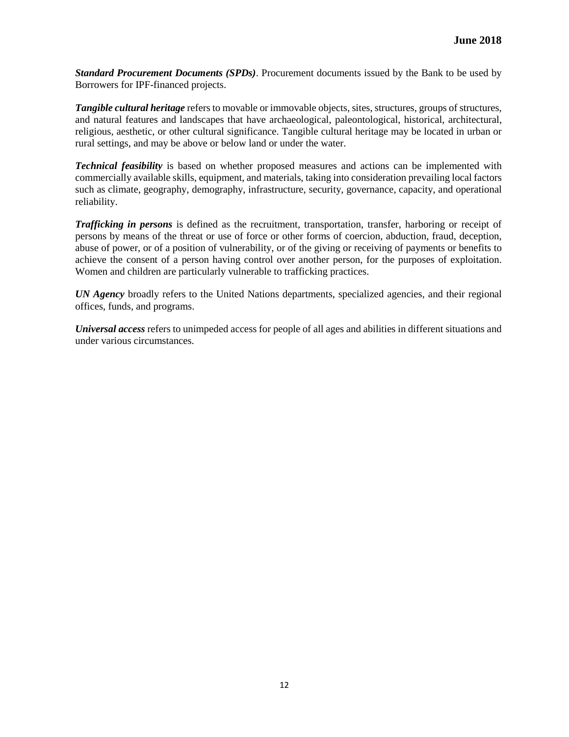***Standard Procurement Documents (SPDs)***. Procurement documents issued by the Bank to be used by Borrowers for IPF-financed projects.

***Tangible cultural heritage*** refers to movable or immovable objects, sites, structures, groups of structures, and natural features and landscapes that have archaeological, paleontological, historical, architectural, religious, aesthetic, or other cultural significance. Tangible cultural heritage may be located in urban or rural settings, and may be above or below land or under the water.

***Technical feasibility*** is based on whether proposed measures and actions can be implemented with commercially available skills, equipment, and materials, taking into consideration prevailing local factors such as climate, geography, demography, infrastructure, security, governance, capacity, and operational reliability.

***Trafficking in persons*** is defined as the recruitment, transportation, transfer, harboring or receipt of persons by means of the threat or use of force or other forms of coercion, abduction, fraud, deception, abuse of power, or of a position of vulnerability, or of the giving or receiving of payments or benefits to achieve the consent of a person having control over another person, for the purposes of exploitation. Women and children are particularly vulnerable to trafficking practices.

***UN Agency*** broadly refers to the United Nations departments, specialized agencies, and their regional offices, funds, and programs.

***Universal access*** refers to unimpeded access for people of all ages and abilities in different situations and under various circumstances.